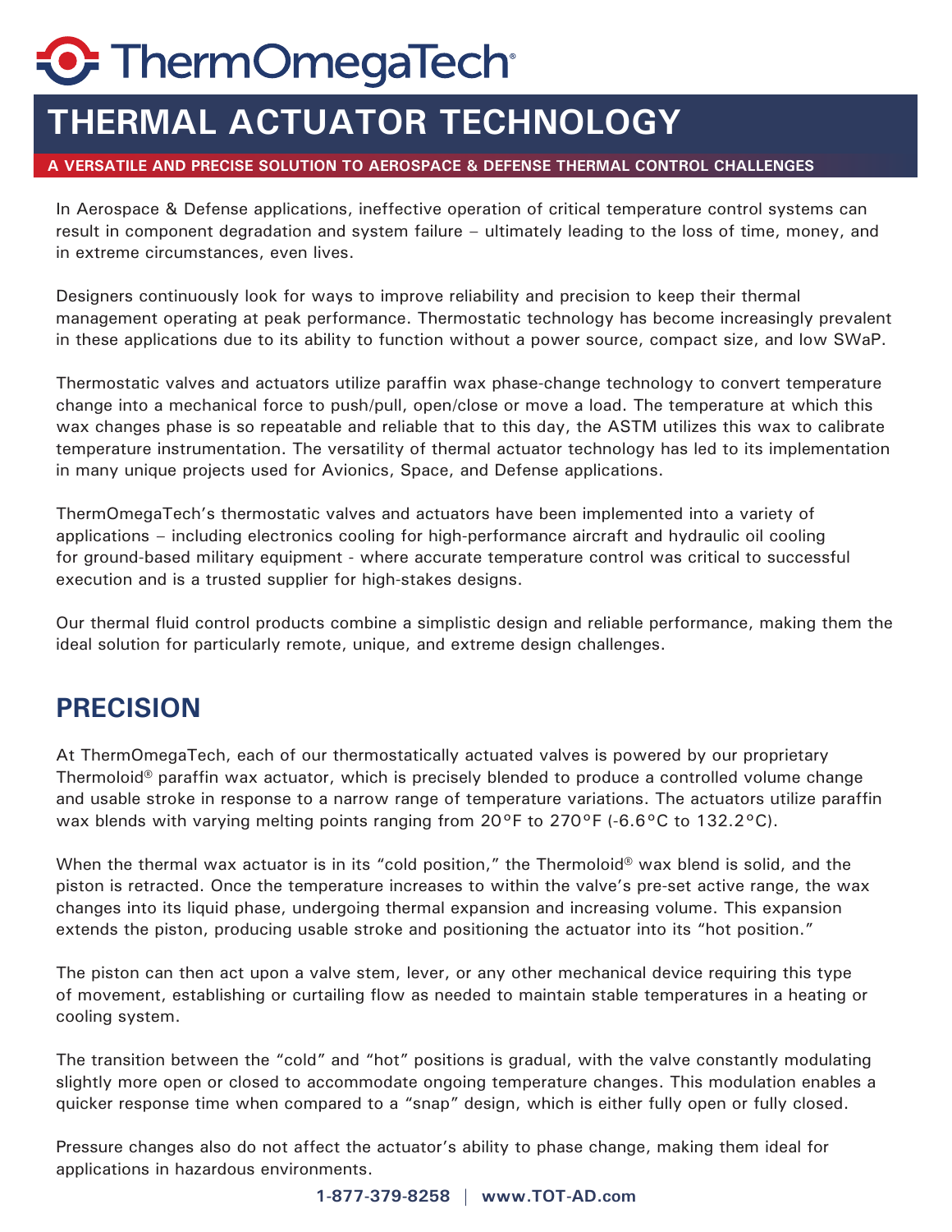# ThermOmegaTech®

# THERMAL ACTUATOR TECHNOLOGY

**A VERSATILE AND PRECISE SOLUTION TO AEROSPACE & DEFENSE THERMAL CONTROL CHALLENGES**

In Aerospace & Defense applications, ineffective operation of critical temperature control systems can result in component degradation and system failure – ultimately leading to the loss of time, money, and in extreme circumstances, even lives.

Designers continuously look for ways to improve reliability and precision to keep their thermal management operating at peak performance. Thermostatic technology has become increasingly prevalent in these applications due to its ability to function without a power source, compact size, and low SWaP.

Thermostatic valves and actuators utilize paraffin wax phase-change technology to convert temperature change into a mechanical force to push/pull, open/close or move a load. The temperature at which this wax changes phase is so repeatable and reliable that to this day, the ASTM utilizes this wax to calibrate temperature instrumentation. The versatility of thermal actuator technology has led to its implementation in many unique projects used for Avionics, Space, and Defense applications.

ThermOmegaTech's thermostatic valves and actuators have been implemented into a variety of applications – including electronics cooling for high-performance aircraft and hydraulic oil cooling for ground-based military equipment - where accurate temperature control was critical to successful execution and is a trusted supplier for high-stakes designs.

Our thermal fluid control products combine a simplistic design and reliable performance, making them the ideal solution for particularly remote, unique, and extreme design challenges.

## PRECISION

At ThermOmegaTech, each of our thermostatically actuated valves is powered by our proprietary Thermoloid® paraffin wax actuator, which is precisely blended to produce a controlled volume change and usable stroke in response to a narrow range of temperature variations. The actuators utilize paraffin wax blends with varying melting points ranging from 20°F to 270°F (-6.6°C to 132.2°C).

When the thermal wax actuator is in its "cold position," the Thermoloid® wax blend is solid, and the piston is retracted. Once the temperature increases to within the valve's pre-set active range, the wax changes into its liquid phase, undergoing thermal expansion and increasing volume. This expansion extends the piston, producing usable stroke and positioning the actuator into its "hot position."

The piston can then act upon a valve stem, lever, or any other mechanical device requiring this type of movement, establishing or curtailing flow as needed to maintain stable temperatures in a heating or cooling system.

The transition between the "cold" and "hot" positions is gradual, with the valve constantly modulating slightly more open or closed to accommodate ongoing temperature changes. This modulation enables a quicker response time when compared to a "snap" design, which is either fully open or fully closed.

Pressure changes also do not affect the actuator's ability to phase change, making them ideal for applications in hazardous environments.

1-877-379-8258 | www.TOT-AD.com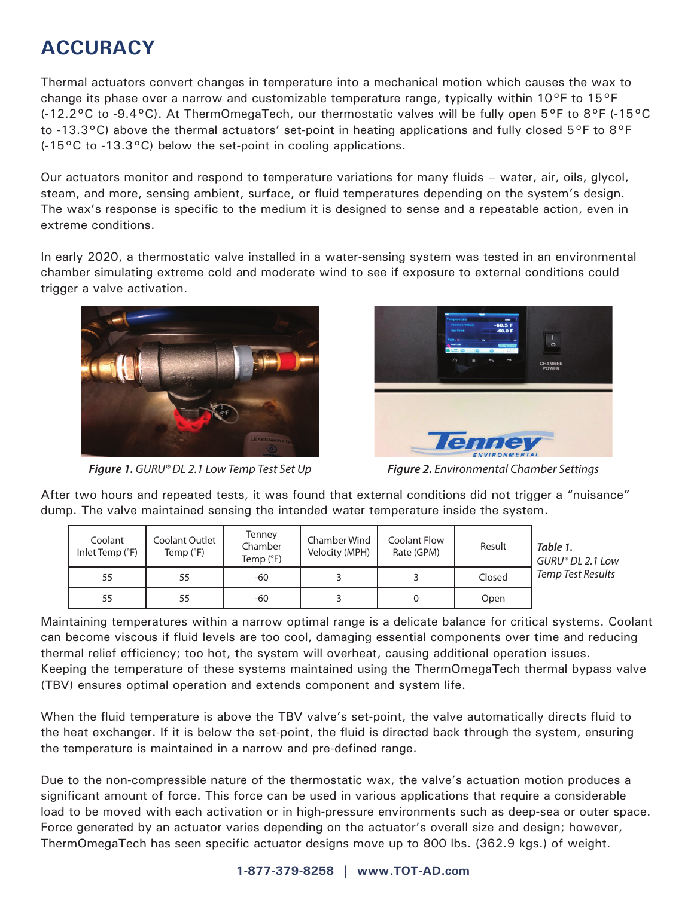# ACCURACY

Thermal actuators convert changes in temperature into a mechanical motion which causes the wax to change its phase over a narrow and customizable temperature range, typically within 10°F to 15°F (-12.2°C to -9.4°C). At ThermOmegaTech, our thermostatic valves will be fully open 5°F to 8°F (-15°C to -13.3°C) above the thermal actuators' set-point in heating applications and fully closed 5°F to 8°F (-15°C to -13.3°C) below the set-point in cooling applications.

Our actuators monitor and respond to temperature variations for many fluids – water, air, oils, glycol, steam, and more, sensing ambient, surface, or fluid temperatures depending on the system's design. The wax's response is specific to the medium it is designed to sense and a repeatable action, even in extreme conditions.

In early 2020, a thermostatic valve installed in a water-sensing system was tested in an environmental chamber simulating extreme cold and moderate wind to see if exposure to external conditions could trigger a valve activation.

***Figure 1.*** *GURU® DL 2.1 Low Temp Test Set Up*

***Figure 2.*** *Environmental Chamber Settings*

After two hours and repeated tests, it was found that external conditions did not trigger a "nuisance" dump. The valve maintained sensing the intended water temperature inside the system.

| Coolant Inlet Temp (°F) | Coolant Outlet Temp (°F) | Tenney Chamber Temp (°F) | Chamber Wind Velocity (MPH) | Coolant Flow Rate (GPM) | Result |
|---|---|---|---|---|---|
| 55 | 55 | -60 | 3 | 3 | Closed |
| 55 | 55 | -60 | 3 | 0 | Open |

***Table 1.*** *GURU® DL 2.1 Low Temp Test Results*

Maintaining temperatures within a narrow optimal range is a delicate balance for critical systems. Coolant can become viscous if fluid levels are too cool, damaging essential components over time and reducing thermal relief efficiency; too hot, the system will overheat, causing additional operation issues. Keeping the temperature of these systems maintained using the ThermOmegaTech thermal bypass valve (TBV) ensures optimal operation and extends component and system life.

When the fluid temperature is above the TBV valve's set-point, the valve automatically directs fluid to the heat exchanger. If it is below the set-point, the fluid is directed back through the system, ensuring the temperature is maintained in a narrow and pre-defined range.

Due to the non-compressible nature of the thermostatic wax, the valve's actuation motion produces a significant amount of force. This force can be used in various applications that require a considerable load to be moved with each activation or in high-pressure environments such as deep-sea or outer space. Force generated by an actuator varies depending on the actuator's overall size and design; however, ThermOmegaTech has seen specific actuator designs move up to 800 lbs. (362.9 kgs.) of weight.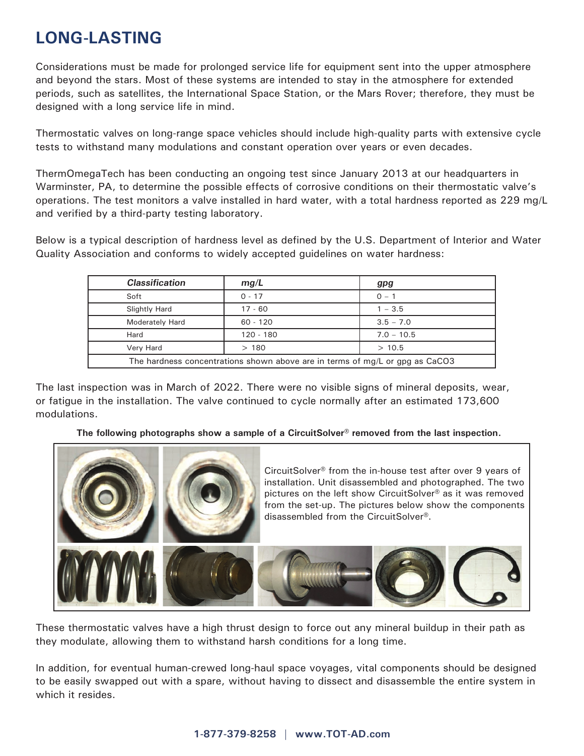# LONG-LASTING

Considerations must be made for prolonged service life for equipment sent into the upper atmosphere and beyond the stars. Most of these systems are intended to stay in the atmosphere for extended periods, such as satellites, the International Space Station, or the Mars Rover; therefore, they must be designed with a long service life in mind.

Thermostatic valves on long-range space vehicles should include high-quality parts with extensive cycle tests to withstand many modulations and constant operation over years or even decades.

ThermOmegaTech has been conducting an ongoing test since January 2013 at our headquarters in Warminster, PA, to determine the possible effects of corrosive conditions on their thermostatic valve's operations. The test monitors a valve installed in hard water, with a total hardness reported as 229 mg/L and verified by a third-party testing laboratory.

Below is a typical description of hardness level as defined by the U.S. Department of Interior and Water Quality Association and conforms to widely accepted guidelines on water hardness:

| ***Classification*** | ***mg/L*** | ***gpg*** |
|---|---|---|
| Soft | 0 - 17 | 0 – 1 |
| Slightly Hard | 17 - 60 | 1 – 3.5 |
| Moderately Hard | 60 - 120 | 3.5 – 7.0 |
| Hard | 120 - 180 | 7.0 – 10.5 |
| Very Hard | > 180 | > 10.5 |
| The hardness concentrations shown above are in terms of mg/L or gpg as $CaCO_3$ | | |

The last inspection was in March of 2022. There were no visible signs of mineral deposits, wear, or fatigue in the installation. The valve continued to cycle normally after an estimated 173,600 modulations.

**The following photographs show a sample of a CircuitSolver® removed from the last inspection.**

CircuitSolver® from the in-house test after over 9 years of installation. Unit disassembled and photographed. The two pictures on the left show CircuitSolver® as it was removed from the set-up. The pictures below show the components disassembled from the CircuitSolver®.

These thermostatic valves have a high thrust design to force out any mineral buildup in their path as they modulate, allowing them to withstand harsh conditions for a long time.

In addition, for eventual human-crewed long-haul space voyages, vital components should be designed to be easily swapped out with a spare, without having to dissect and disassemble the entire system in which it resides.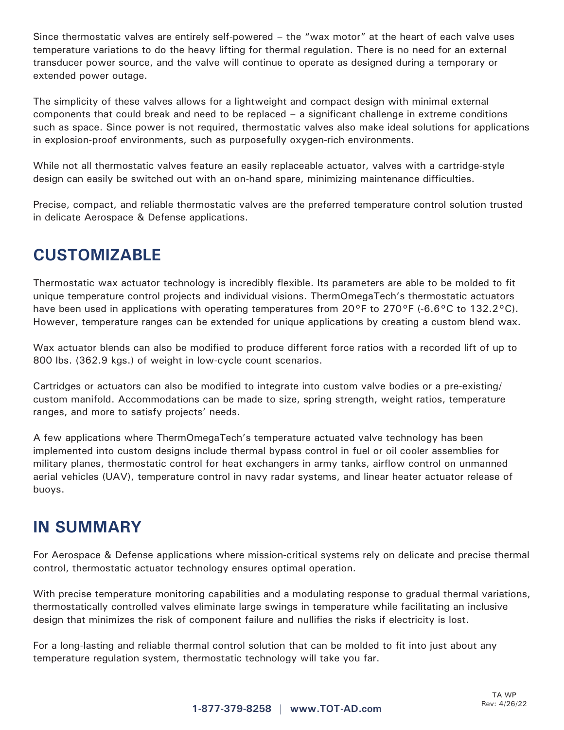Since thermostatic valves are entirely self-powered – the "wax motor" at the heart of each valve uses temperature variations to do the heavy lifting for thermal regulation. There is no need for an external transducer power source, and the valve will continue to operate as designed during a temporary or extended power outage.

The simplicity of these valves allows for a lightweight and compact design with minimal external components that could break and need to be replaced – a significant challenge in extreme conditions such as space. Since power is not required, thermostatic valves also make ideal solutions for applications in explosion-proof environments, such as purposefully oxygen-rich environments.

While not all thermostatic valves feature an easily replaceable actuator, valves with a cartridge-style design can easily be switched out with an on-hand spare, minimizing maintenance difficulties.

Precise, compact, and reliable thermostatic valves are the preferred temperature control solution trusted in delicate Aerospace & Defense applications.

## CUSTOMIZABLE

Thermostatic wax actuator technology is incredibly flexible. Its parameters are able to be molded to fit unique temperature control projects and individual visions. ThermOmegaTech's thermostatic actuators have been used in applications with operating temperatures from 20°F to 270°F (-6.6°C to 132.2°C). However, temperature ranges can be extended for unique applications by creating a custom blend wax.

Wax actuator blends can also be modified to produce different force ratios with a recorded lift of up to 800 lbs. (362.9 kgs.) of weight in low-cycle count scenarios.

Cartridges or actuators can also be modified to integrate into custom valve bodies or a pre-existing/custom manifold. Accommodations can be made to size, spring strength, weight ratios, temperature ranges, and more to satisfy projects' needs.

A few applications where ThermOmegaTech's temperature actuated valve technology has been implemented into custom designs include thermal bypass control in fuel or oil cooler assemblies for military planes, thermostatic control for heat exchangers in army tanks, airflow control on unmanned aerial vehicles (UAV), temperature control in navy radar systems, and linear heater actuator release of buoys.

## IN SUMMARY

For Aerospace & Defense applications where mission-critical systems rely on delicate and precise thermal control, thermostatic actuator technology ensures optimal operation.

With precise temperature monitoring capabilities and a modulating response to gradual thermal variations, thermostatically controlled valves eliminate large swings in temperature while facilitating an inclusive design that minimizes the risk of component failure and nullifies the risks if electricity is lost.

For a long-lasting and reliable thermal control solution that can be molded to fit into just about any temperature regulation system, thermostatic technology will take you far.

**1-877-379-8258 | www.TOT-AD.com**

TA WP
Rev: 4/26/22